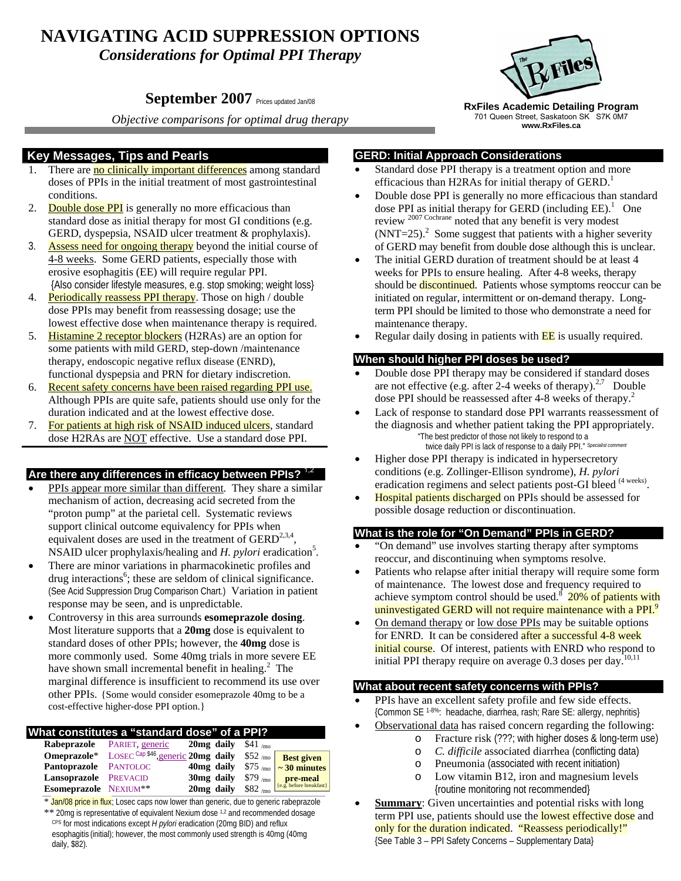# NAVIGATING ACID SUPPRESSION OPTIONS

*Considerations for Optimal PPI Therapy*

**September 2007** Prices updated Jan/08

*Objective comparisons for optimal drug therapy*

**RxFiles Academic Detailing Program**
701 Queen Street, Saskatoon SK S7K 0M7
**www.RxFiles.ca**

## Key Messages, Tips and Pearls

1. There are no clinically important differences among standard doses of PPIs in the initial treatment of most gastrointestinal conditions.
2. Double dose PPI is generally no more efficacious than standard dose as initial therapy for most GI conditions (e.g. GERD, dyspepsia, NSAID ulcer treatment & prophylaxis).
3. Assess need for ongoing therapy beyond the initial course of 4-8 weeks. Some GERD patients, especially those with erosive esophagitis (EE) will require regular PPI. {Also consider lifestyle measures, e.g. stop smoking; weight loss}
4. Periodically reassess PPI therapy. Those on high / double dose PPIs may benefit from reassessing dosage; use the lowest effective dose when maintenance therapy is required.
5. Histamine 2 receptor blockers (H2RAs) are an option for some patients with mild GERD, step-down /maintenance therapy, endoscopic negative reflux disease (ENRD), functional dyspepsia and PRN for dietary indiscretion.
6. Recent safety concerns have been raised regarding PPI use. Although PPIs are quite safe, patients should use only for the duration indicated and at the lowest effective dose.
7. For patients at high risk of NSAID induced ulcers, standard dose H2RAs are NOT effective. Use a standard dose PPI.

## Are there any differences in efficacy between PPIs? [1,2]

- PPIs appear more similar than different. They share a similar mechanism of action, decreasing acid secreted from the "proton pump" at the parietal cell. Systematic reviews support clinical outcome equivalency for PPIs when equivalent doses are used in the treatment of GERD[2,3,4], NSAID ulcer prophylaxis/healing and *H. pylori* eradication[5].
- There are minor variations in pharmacokinetic profiles and drug interactions[6]; these are seldom of clinical significance. (See Acid Suppression Drug Comparison Chart.) Variation in patient response may be seen, and is unpredictable.
- Controversy in this area surrounds **esomeprazole dosing**. Most literature supports that a **20mg** dose is equivalent to standard doses of other PPIs; however, the **40mg** dose is more commonly used. Some 40mg trials in more severe EE have shown small incremental benefit in healing.[2] The marginal difference is insufficient to recommend its use over other PPIs. {Some would consider esomeprazole 40mg to be a cost-effective higher-dose PPI option.}

## What constitutes a "standard dose" of a PPI?

| Drug | Brand | Dose | Cost | |
|---|---|---|---|---|
| **Rabeprazole** | PARIET, generic | **20mg daily** | $41 /mo | **Best given ~ 30 minutes pre-meal** {e.g. before breakfast} |
| **Omeprazole*** | LOSEC Cap $46, generic | **20mg daily** | $52 /mo | |
| **Pantoprazole** | PANTOLOC | **40mg daily** | $75 /mo | |
| **Lansoprazole** | PREVACID | **30mg daily** | $79 /mo | |
| **Esomeprazole** | NEXIUM** | **20mg daily** | $82 /mo | |

\* Jan/08 price in flux; Losec caps now lower than generic, due to generic rabeprazole

\** 20mg is representative of equivalent Nexium dose [1,2] and recommended dosage CPS for most indications except *H pylori* eradication (20mg BID) and reflux esophagitis (initial); however, the most commonly used strength is 40mg (40mg daily, $82).

## GERD: Initial Approach Considerations

- Standard dose PPI therapy is a treatment option and more efficacious than H2RAs for initial therapy of GERD.[1]
- Double dose PPI is generally no more efficacious than standard dose PPI as initial therapy for GERD (including EE).[1] One review [2007 Cochrane] noted that any benefit is very modest (NNT=25).[2] Some suggest that patients with a higher severity of GERD may benefit from double dose although this is unclear.
- The initial GERD duration of treatment should be at least 4 weeks for PPIs to ensure healing. After 4-8 weeks, therapy should be discontinued. Patients whose symptoms reoccur can be initiated on regular, intermittent or on-demand therapy. Long-term PPI should be limited to those who demonstrate a need for maintenance therapy.
- Regular daily dosing in patients with EE is usually required.

## When should higher PPI doses be used?

- Double dose PPI therapy may be considered if standard doses are not effective (e.g. after 2-4 weeks of therapy).[2,7] Double dose PPI should be reassessed after 4-8 weeks of therapy.[2]
- Lack of response to standard dose PPI warrants reassessment of the diagnosis and whether patient taking the PPI appropriately. "The best predictor of those not likely to respond to a twice daily PPI is lack of response to a daily PPI." *Specialist comment*
- Higher dose PPI therapy is indicated in hypersecretory conditions (e.g. Zollinger-Ellison syndrome), *H. pylori* eradication regimens and select patients post-GI bleed (4 weeks).
- Hospital patients discharged on PPIs should be assessed for possible dosage reduction or discontinuation.

## What is the role for "On Demand" PPIs in GERD?

- "On demand" use involves starting therapy after symptoms reoccur, and discontinuing when symptoms resolve.
- Patients who relapse after initial therapy will require some form of maintenance. The lowest dose and frequency required to achieve symptom control should be used.[8] 20% of patients with uninvestigated GERD will not require maintenance with a PPI.[9]
- On demand therapy or low dose PPIs may be suitable options for ENRD. It can be considered after a successful 4-8 week initial course. Of interest, patients with ENRD who respond to initial PPI therapy require on average 0.3 doses per day.[10,11]

## What about recent safety concerns with PPIs?

- PPIs have an excellent safety profile and few side effects. {Common SE [1-8%]: headache, diarrhea, rash; Rare SE: allergy, nephritis}
- Observational data has raised concern regarding the following:
  - Fracture risk (???; with higher doses & long-term use)
  - *C. difficile* associated diarrhea (conflicting data)
  - Pneumonia (associated with recent initiation)
  - Low vitamin B12, iron and magnesium levels {routine monitoring not recommended}
- **Summary**: Given uncertainties and potential risks with long term PPI use, patients should use the lowest effective dose and only for the duration indicated. "Reassess periodically!" {See Table 3 – PPI Safety Concerns – Supplementary Data}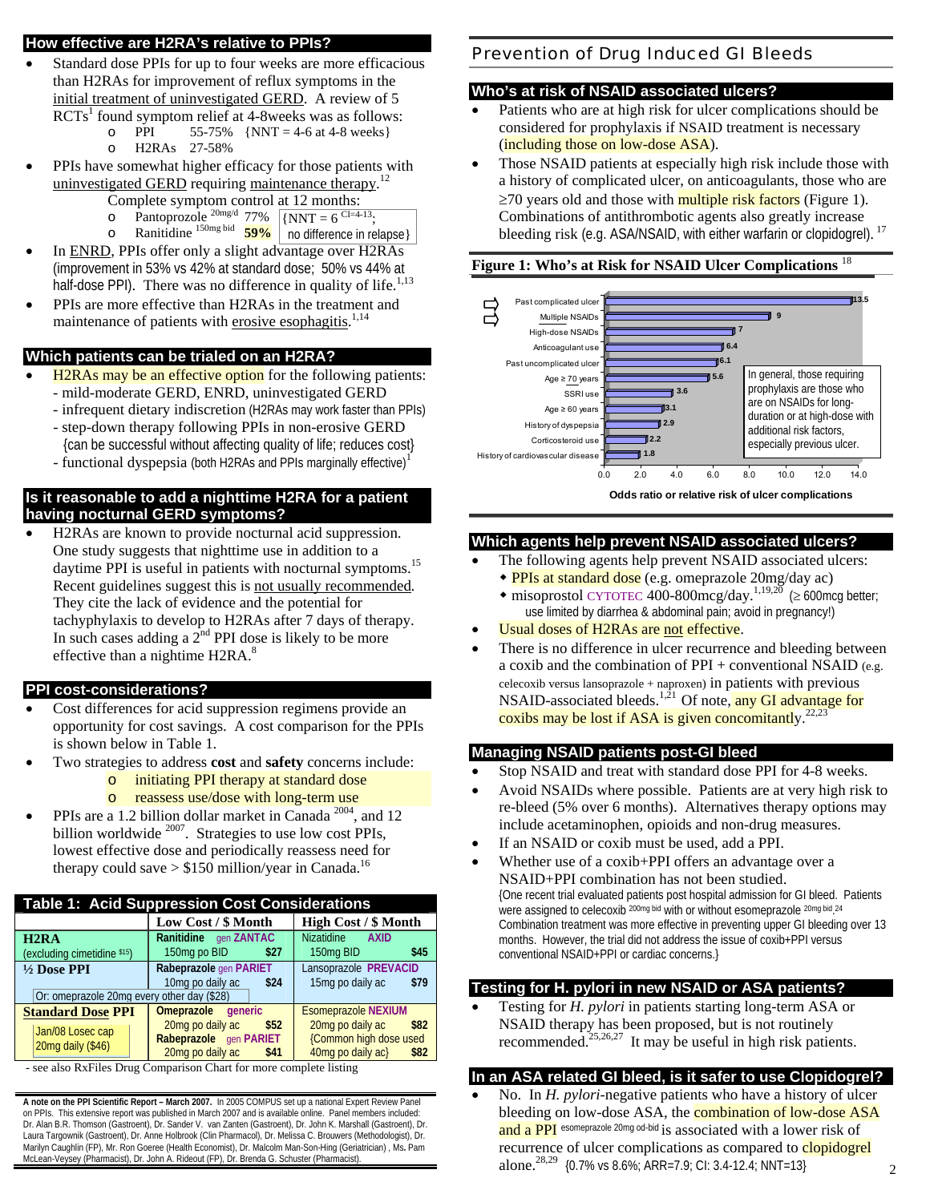## How effective are H2RA's relative to PPIs?

- Standard dose PPIs for up to four weeks are more efficacious than H2RAs for improvement of reflux symptoms in the initial treatment of uninvestigated GERD. A review of 5 RCTs[1] found symptom relief at 4-8weeks was as follows:
  - PPI 55-75% {NNT = 4-6 at 4-8 weeks}
  - H2RAs 27-58%
- PPIs have somewhat higher efficacy for those patients with uninvestigated GERD requiring maintenance therapy.[12]
  Complete symptom control at 12 months:
  - Pantoprozole [20mg/d] 77% {NNT = 6 [CI=4-13]; no difference in relapse}
  - Ranitidine [150mg bid] **59%**
- In ENRD, PPIs offer only a slight advantage over H2RAs (improvement in 53% vs 42% at standard dose; 50% vs 44% at half-dose PPI). There was no difference in quality of life.[1,13]
- PPIs are more effective than H2RAs in the treatment and maintenance of patients with erosive esophagitis.[1,14]

## Which patients can be trialed on an H2RA?

- H2RAs may be an effective option for the following patients:
  - mild-moderate GERD, ENRD, uninvestigated GERD
  - infrequent dietary indiscretion (H2RAs may work faster than PPIs)
  - step-down therapy following PPIs in non-erosive GERD {can be successful without affecting quality of life; reduces cost}
  - functional dyspepsia (both H2RAs and PPIs marginally effective)[1]

## Is it reasonable to add a nighttime H2RA for a patient having nocturnal GERD symptoms?

- H2RAs are known to provide nocturnal acid suppression. One study suggests that nighttime use in addition to a daytime PPI is useful in patients with nocturnal symptoms.[15] Recent guidelines suggest this is not usually recommended. They cite the lack of evidence and the potential for tachyphylaxis to develop to H2RAs after 7 days of therapy. In such cases adding a 2nd PPI dose is likely to be more effective than a nightime H2RA.[8]

## PPI cost-considerations?

- Cost differences for acid suppression regimens provide an opportunity for cost savings. A cost comparison for the PPIs is shown below in Table 1.
- Two strategies to address **cost** and **safety** concerns include:
  - initiating PPI therapy at standard dose
  - reassess use/dose with long-term use
- PPIs are a 1.2 billion dollar market in Canada [2004], and 12 billion worldwide [2007]. Strategies to use low cost PPIs, lowest effective dose and periodically reassess need for therapy could save > $150 million/year in Canada.[16]

**Table 1: Acid Suppression Cost Considerations**

| | Low Cost / $ Month | High Cost / $ Month |
|---|---|---|
| **H2RA** (excluding cimetidine $15) | Ranitidine gen ZANTAC 150mg po BID $27 | Nizatidine AXID 150mg BID $45 |
| **½ Dose PPI** | Rabeprazole gen PARIET 10mg po daily ac $24 | Lansoprazole PREVACID 15mg po daily ac $79 |
| Or: omeprazole 20mg every other day ($28) | | |
| **Standard Dose PPI** (Jan/08 Losec cap 20mg daily ($46)) | Omeprazole generic 20mg po daily ac $52; Rabeprazole gen PARIET 20mg po daily ac $41 | Esomeprazole NEXIUM 20mg po daily ac $82 {Common high dose used 40mg po daily ac} $82 |

- see also RxFiles Drug Comparison Chart for more complete listing

**A note on the PPI Scientific Report – March 2007.** In 2005 COMPUS set up a national Expert Review Panel on PPIs. This extensive report was published in March 2007 and is available online. Panel members included: Dr. Alan B.R. Thomson (Gastroent), Dr. Sander V. van Zanten (Gastroent), Dr. John K. Marshall (Gastroent), Dr. Laura Targownik (Gastroent), Dr. Anne Holbrook (Clin Pharmacol), Dr. Melissa C. Brouwers (Methodologist), Dr. Marilyn Caughlin (FP), Mr. Ron Goeree (Health Economist), Dr. Malcolm Man-Son-Hing (Geriatrician), Ms. Pam McLean-Veysey (Pharmacist), Dr. John A. Rideout (FP), Dr. Brenda G. Schuster (Pharmacist).

# Prevention of Drug Induced GI Bleeds

## Who's at risk of NSAID associated ulcers?

- Patients who are at high risk for ulcer complications should be considered for prophylaxis if NSAID treatment is necessary (including those on low-dose ASA).
- Those NSAID patients at especially high risk include those with a history of complicated ulcer, on anticoagulants, those who are ≥70 years old and those with multiple risk factors (Figure 1). Combinations of antithrombotic agents also greatly increase bleeding risk (e.g. ASA/NSAID, with either warfarin or clopidogrel).[17]

**Figure 1: Who's at Risk for NSAID Ulcer Complications**[18]

| Risk factor | Odds ratio or relative risk of ulcer complications |
|---|---|
| Past complicated ulcer | 13.5 |
| Multiple NSAIDs | 9 |
| High-dose NSAIDs | 7 |
| Anticoagulant use | 6.4 |
| Past uncomplicated ulcer | 6.1 |
| Age ≥ 70 years | 5.6 |
| SSRI use | 3.6 |
| Age ≥ 60 years | 3.1 |
| History of dyspepsia | 2.9 |
| Corticosteroid use | 2.2 |
| History of cardiovascular disease | 1.8 |

In general, those requiring prophylaxis are those who are on NSAIDs for long-duration or at high-dose with additional risk factors, especially previous ulcer.

## Which agents help prevent NSAID associated ulcers?

- The following agents help prevent NSAID associated ulcers:
  - PPIs at standard dose (e.g. omeprazole 20mg/day ac)
  - misoprostol CYTOTEC 400-800mcg/day.[1,19,20] (≥ 600mcg better; use limited by diarrhea & abdominal pain; avoid in pregnancy!)
- Usual doses of H2RAs are not effective.
- There is no difference in ulcer recurrence and bleeding between a coxib and the combination of PPI + conventional NSAID (e.g. celecoxib versus lansoprazole + naproxen) in patients with previous NSAID-associated bleeds.[1,21] Of note, any GI advantage for coxibs may be lost if ASA is given concomitantly.[22,23]

## Managing NSAID patients post-GI bleed

- Stop NSAID and treat with standard dose PPI for 4-8 weeks.
- Avoid NSAIDs where possible. Patients are at very high risk to re-bleed (5% over 6 months). Alternatives therapy options may include acetaminophen, opioids and non-drug measures.
- If an NSAID or coxib must be used, add a PPI.
- Whether use of a coxib+PPI offers an advantage over a NSAID+PPI combination has not been studied.
  {One recent trial evaluated patients post hospital admission for GI bleed. Patients were assigned to celecoxib [200mg bid] with or without esomeprazole [20mg bid].[24] Combination treatment was more effective in preventing upper GI bleeding over 13 months. However, the trial did not address the issue of coxib+PPI versus conventional NSAID+PPI or cardiac concerns.}

## Testing for H. pylori in new NSAID or ASA patients?

- Testing for *H. pylori* in patients starting long-term ASA or NSAID therapy has been proposed, but is not routinely recommended.[25,26,27] It may be useful in high risk patients.

## In an ASA related GI bleed, is it safer to use Clopidogrel?

- No. In *H. pylori*-negative patients who have a history of ulcer bleeding on low-dose ASA, the combination of low-dose ASA and a PPI [esomeprazole 20mg od-bid] is associated with a lower risk of recurrence of ulcer complications as compared to clopidogrel alone.[28,29] {0.7% vs 8.6%; ARR=7.9; CI: 3.4-12.4; NNT=13}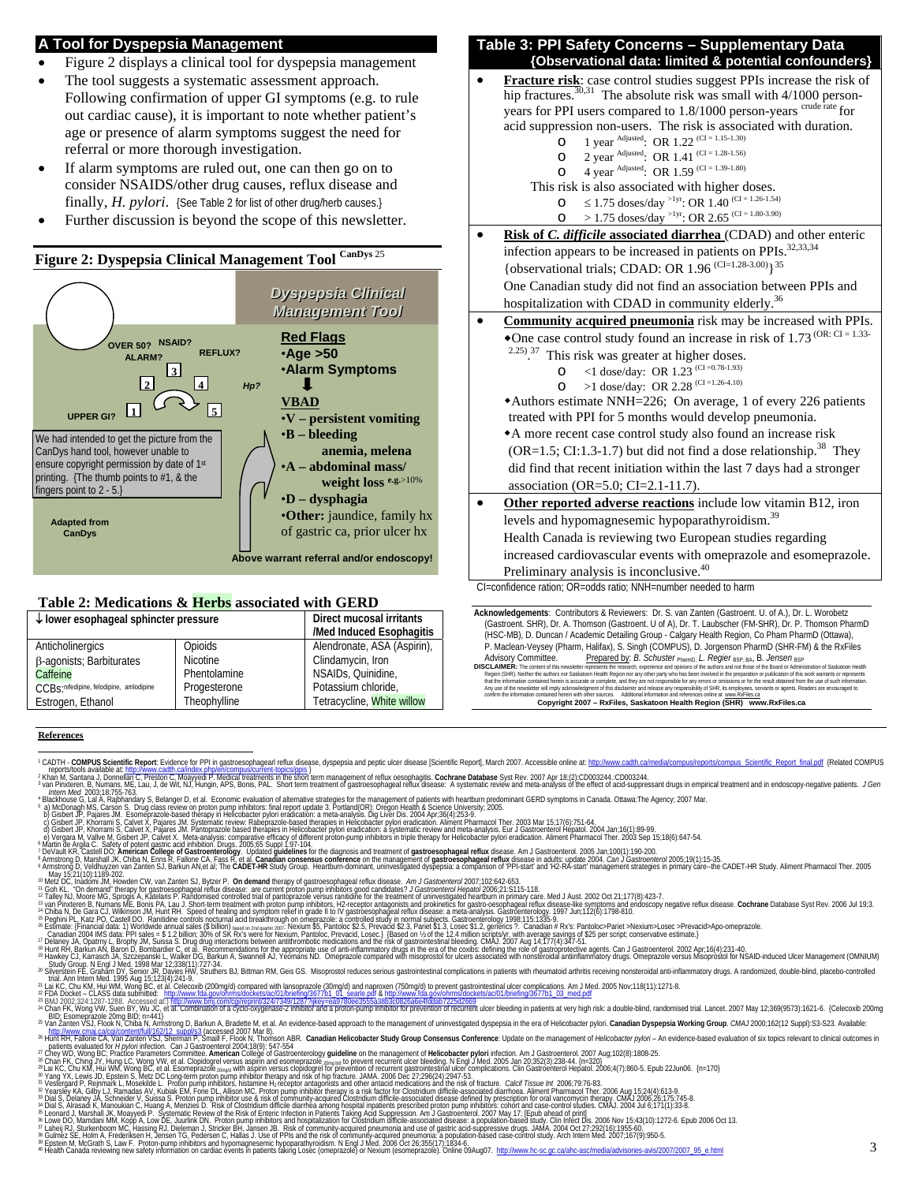## A Tool for Dyspepsia Management

- Figure 2 displays a clinical tool for dyspepsia management
- The tool suggests a systematic assessment approach. Following confirmation of upper GI symptoms (e.g. to rule out cardiac cause), it is important to note whether patient's age or presence of alarm symptoms suggest the need for referral or more thorough investigation.
- If alarm symptoms are ruled out, one can then go on to consider NSAIDS/other drug causes, reflux disease and finally, *H. pylori*. {See Table 2 for list of other drug/herb causes.}
- Further discussion is beyond the scope of this newsletter.

### Figure 2: Dyspepsia Clinical Management Tool CanDys[25]

*Dyspepsia Clinical Management Tool*

1 UPPER GI? 2 OVER 50? ALARM? 3 NSAID? 4 REFLUX? 5 Hp?

We had intended to get the picture from the CanDys hand tool, however unable to ensure copyright permission by date of 1st printing. {The thumb points to #1, & the fingers point to 2 - 5.}

Adapted from CanDys

**Red Flags**
- •Age >50
- •Alarm Symptoms

⬇

**VBAD**
- •V – persistent vomiting
- •B – bleeding anemia, melena
- •A – abdominal mass/ weight loss e.g.>10%
- •D – dysphagia
- •Other: jaundice, family hx of gastric ca, prior ulcer hx

**Above warrant referral and/or endoscopy!**

### Table 2: Medications & Herbs associated with GERD

| ↓ lower esophageal sphincter pressure | | Direct mucosal irritants /Med Induced Esophagitis |
|---|---|---|
| Anticholinergics | Opioids | Alendronate, ASA (Aspirin), |
| β-agonists; Barbiturates | Nicotine | Clindamycin, Iron |
| Caffeine | Phentolamine | NSAIDs, Quinidine, |
| CCBs: nifedipine, felodipine, amlodipine | Progesterone | Potassium chloride, |
| Estrogen, Ethanol | Theophylline | Tetracycline, White willow |

## Table 3: PPI Safety Concerns – Supplementary Data {Observational data: limited & potential confounders}

- **Fracture risk**: case control studies suggest PPIs increase the risk of hip fractures.[30,31] The absolute risk was small with 4/1000 person-years for PPI users compared to 1.8/1000 person-years crude rate for acid suppression non-users. The risk is associated with duration.
  - 1 year Adjusted: OR 1.22 (CI = 1.15-1.30)
  - 2 year Adjusted: OR 1.41 (CI = 1.28-1.56)
  - 4 year Adjusted: OR 1.59 (CI = 1.39-1.80)

  This risk is also associated with higher doses.
  - ≤ 1.75 doses/day >1yr: OR 1.40 (CI = 1.26-1.54)
  - > 1.75 doses/day >1yr: OR 2.65 (CI = 1.80-3.90)
- **Risk of *C. difficile* associated diarrhea** (CDAD) and other enteric infection appears to be increased in patients on PPIs.[32,33,34] {observational trials; CDAD: OR 1.96 (CI=1.28-3.00)}[35] One Canadian study did not find an association between PPIs and hospitalization with CDAD in community elderly.[36]
- **Community acquired pneumonia** risk may be increased with PPIs.
  - ◆One case control study found an increase in risk of 1.73 (OR: CI = 1.33-2.25).[37] This risk was greater at higher doses.
    - <1 dose/day: OR 1.23 (CI =0.78-1.93)
    - >1 dose/day: OR 2.28 (CI =1.26-4.10)
  - ◆Authors estimate NNH=226; On average, 1 of every 226 patients treated with PPI for 5 months would develop pneumonia.
  - ◆A more recent case control study also found an increase risk (OR=1.5; CI:1.3-1.7) but did not find a dose relationship.[38] They did find that recent initiation within the last 7 days had a stronger association (OR=5.0; CI=2.1-11.7).
- **Other reported adverse reactions** include low vitamin B12, iron levels and hypomagnesemic hypoparathyroidism.[39] Health Canada is reviewing two European studies regarding increased cardiovascular events with omeprazole and esomeprazole. Preliminary analysis is inconclusive.[40]

CI=confidence ration; OR=odds ratio; NNH=number needed to harm

**Acknowledgements**: Contributors & Reviewers: Dr. S. van Zanten (Gastroent. U. of A.), Dr. L. Worobetz (Gastroent. SHR), Dr. A. Thomson (Gastroent. U of A), Dr. T. Laubscher (FM-SHR), Dr. P. Thomson PharmD (HSC-MB), D. Duncan / Academic Detailing Group - Calgary Health Region, Co Pham PharmD (Ottawa), P. Maclean-Veysey (Pharm, Halifax), S. Singh (COMPUS), D. Jorgenson PharmD (SHR-FM) & the RxFiles Advisory Committee. Prepared by: *B. Schuster* PharmD, *L. Regier* BSP, BA, B. *Jensen* BSP

**DISCLAIMER:** The content of this newsletter represents the research, experience and opinions of the authors and not those of the Board or Administration of Saskatoon Health Region (SHR). Neither the authors nor Saskatoon Health Region nor any other party who has been involved in the preparation or publication of this work warrants or represents that the information contained herein is accurate or complete, and they are not responsible for any errors or omissions or for the result obtained from the use of such information. Any use of the newsletter will imply acknowledgment of this disclaimer and release any responsibility of SHR, its employees, servants or agents. Readers are encouraged to confirm the information contained herein with other sources. Additional information and references online at www.RxFiles.ca

**Copyright 2007 – RxFiles, Saskatoon Health Region (SHR) www.RxFiles.ca**

### References

1. CADTH - **COMPUS Scientific Report**: Evidence for PPI in gastroesophageal reflux disease, dyspepsia and peptic ulcer disease [Scientific Report], March 2007. Accessible online at: http://www.cadth.ca/media/compus/reports/compus_Scientific_Report_final.pdf {Related COMPUS reports/tools available at: http://www.cadth.ca/index.php/en/compus/current-topics/ppis }
2. Khan M, Santana J, Donnellan C, Preston C, Moayyedi P. Medical treatments in the short term management of reflux oesophagitis. **Cochrane Database** Syst Rev. 2007 Apr 18;(2):CD003244.:CD003244.
3. van Pinxteren, B, Numans, ME, Lau, J, de Wit, NJ, Hungin, APS, Bonis, PAL. Short term treatment of gastroesophageal reflux disease: A systematic review and meta-analysis of the effect of acid-suppressant drugs in empirical treatment and in endoscopy-negative patients. *J Gen Intern Med* 2003;18:755-763.
4. Blackhouse G, Lal A, Rajbhandary S, Belanger D, et al. Economic evaluation of alternative strategies for the management of patients with heartburn predominant GERD symptoms in Canada. Ottawa:The Agency; 2007 Mar.
5. a) McDonagh MS, Carson S. Drug class review on proton pump inhibitors: final report update 3. Portland(OR): Oregon Health & Science University; 2005.
   b) Gisbert JP, Pajares JM. Esomeprazole-based therapy in Helicobacter pylori eradication: a meta-analysis. Dig Liver Dis. 2004 Apr;36(4):253-9.
   c) Gisbert JP, Khorrami S, Calvet X, Pajares JM. Systematic review: Rabeprazole-based therapies in Helicobacter pylori eradication. Aliment Pharmacol Ther. 2003 Mar 15;17(6):751-64.
   d) Gisbert JP, Khorrami S, Calvet X, Pajares JM. Pantoprazole based therapies in Helicobacter pylori eradication: a systematic review and meta-analysis. Eur J Gastroenterol Hepatol. 2004 Jan;16(1):89-99.
   e) Vergara M, Vallve M, Gisbert JP, Calvet X. Meta-analysis: comparative efficacy of different proton-pump inhibitors in triple therapy for Helicobacter pylori eradication. Aliment Pharmacol Ther. 2003 Sep 15;18(6):647-54.
6. Martin de Argila C. Safety of potent gastric acid inhibition. Drugs. 2005;65 Suppl 1:97-104.
7. DeVault KR, Castell DO; **American College of Gastroenterology**. Updated **guidelines** for the diagnosis and treatment of **gastroesophageal reflux** disease. Am J Gastroenterol. 2005 Jan;100(1):190-200.
8. Armstrong D, Marshall JK, Chiba N, Enns R, Fallone CA, Fass R, et al. **Canadian consensus conference** on the management of **gastroesophageal reflux** disease in adults: update 2004. *Can J Gastroenterol* 2005;19(1):15-35.
9. Armstrong D, Veldhuyzen van Zanten SJ, Barkun AN,et al; The **CADET-HR** Study Group. Heartburn-dominant, uninvestigated dyspepsia: a comparison of 'PPI-start' and 'H2-RA-start' management strategies in primary care--the CADET-HR Study. Aliment Pharmacol Ther. 2005 May 15;21(10):1189-202.
10. Metz DC, Inadomi JM, Howden CW, van Zanten SJ, Bytzer P. **On demand** therapy of gastroesophageal reflux disease. *Am J Gastroenterol* 2007;102:642-653.
11. Goh KL. "On demand" therapy for gastroesophageal reflux disease: are current proton pump inhibitors good candidates? *J Gastroenterol Hepatol* 2006;21:S115-118.
12. Talley NJ, Moore MG, Sprogis A, Katelaris P. Randomised controlled trial of pantoprazole versus ranitidine for the treatment of uninvestigated heartburn in primary care. Med J Aust. 2002 Oct 21;177(8):423-7.
13. van Pinxteren B, Numans ME, Bonis PA, Lau J. Short-term treatment with proton pump inhibitors, H2-receptor antagonists and prokinetics for gastro-oesophageal reflux disease-like symptoms and endoscopy negative reflux disease. **Cochrane** Database Syst Rev. 2006 Jul 19;3.
14. Chiba N, De Gara CJ, Wilkinson JM, Hunt RH. Speed of healing and symptom relief in grade II to IV gastroesophageal reflux disease: a meta-analysis. Gastroenterology. 1997 Jun;112(6):1798-810.
15. Peghini PL, Katz PO, Castell DO. Ranitidine controls nocturnal acid breakthrough on omeprazole: a controlled study in normal subjects. Gastroenterology 1998;115:1335-9.
16. Estimate: {Financial data: 1) Worldwide annual sales ($ billion) based on 2nd quarter 2007- Nexium $5, Pantoloc $2.5, Prevacid $2.3. Pariet $1.3, Losec $1.2, generics ?. Canadian # Rx's: Pantoloc>Pariet >Nexium>Losec >Prevacid>Apo-omeprazole. Canadian 2004 IMS data: PPI sales = $ 1.2 billion; 30% of SK Rx's were for Nexium, Pantoloc, Prevacid, Losec.} {Based on ½ of the 12.4 million scripts/yr, with average savings of $25 per script; conservative estimate.}
17. Delaney JA, Opatrny L, Brophy JM, Suissa S. Drug drug interactions between antithrombotic medications and the risk of gastrointestinal bleeding. CMAJ. 2007 Aug 14;177(4):347-51.
18. Hunt RH, Barkun AN, Baron D, Bombardier C, et al. Recommendations for the appropriate use of anti-inflammatory drugs in the era of the coxibs: defining the role of gastroprotective agents. Can J Gastroenterol. 2002 Apr;16(4):231-40.
19. Hawkey CJ, Karrasch JA, Szczepanski L, Walker DG, Barkun A, Swannell AJ, Yeomans ND. Omeprazole compared with misoprostol for ulcers associated with nonsteroidal antiinflammatory drugs. Omeprazole versus Misoprostol for NSAID-induced Ulcer Management (OMNIUM) Study Group. N Engl J Med. 1998 Mar 12;338(11):727-34.
20. Silverstein FE, Graham DY, Senior JR, Davies HW, Struthers BJ, Bittman RM, Geis GS. Misoprostol reduces serious gastrointestinal complications in patients with rheumatoid arthritis receiving nonsteroidal anti-inflammatory drugs. A randomized, double-blind, placebo-controlled trial. Ann Intern Med. 1995 Aug 15;123(4):241-9.
21. Lai KC, Chu KM, Hui WM, Wong BC, et al. Celecoxib (200mg/d) compared with lansoprazole (30mg/d) and naproxen (750mg/d) to prevent gastrointestinal ulcer complications. Am J Med. 2005 Nov;118(11):1271-8.
22. FDA Docket – CLASS data submitted: http://www.fda.gov/ohrms/dockets/ac/01/briefing/3677b1_01_searle.pdf & http://www.fda.gov/ohrms/dockets/ac/01/briefing/3677b1_03_med.pdf
23. BMJ 2002;324:1287-1288. Accessed at: http://www.bmj.com/cgi/reprint/324/7349/1287?ijkey=ea9780ee3555a38b3c0826a6e4f0dab7225d2669
24. Chan FK, Wong VW, Suen BY, Wu JC, et al. Combination of a cyclo-oxygenase-2 inhibitor and a proton-pump inhibitor for prevention of recurrent ulcer bleeding in patients at very high risk: a double-blind, randomised trial. Lancet. 2007 May 12;369(9573):1621-6. {Celecoxib 200mg BID; Esomeprazole 20mg BID; n=441}
25. Van Zanten SJV, Flook N, Chiba N, Armstrong D, Barkun A, Bradette M, et al. An evidence-based approach to the management of uninvestigated dyspepsia in the era of Helicobacter pylori. **Canadian Dyspepsia Working Group**. *CMAJ* 2000;162(12 Suppl):S3-S23. Available: http://www.cmaj.ca/cgi/content/full/162/12_suppl/s3 (accessed 2007 Mar 8).
26. Hunt RH, Fallone CA, Van Zanten VSJ, Sherman P, Smaill F, Flook N, Thomson ABR. **Canadian Helicobacter Study Group Consensus Conference**: Update on the management of *Helicobacter pylori* – An evidence-based evaluation of six topics relevant to clinical outcomes in patients evaluated for *H pylori* infection. Can J Gastroenterol 2004;18(9): 547-554
27. Chey WD, Wong BC; Practice Parameters Committee. **American** College of Gastroenterology **guideline** on the management of **Helicobacter pylori** infection. Am J Gastroenterol. 2007 Aug;102(8):1808-25.
28. Chan FK, Ching JY, Hung LC, Wong VW, et al. Clopidogrel versus aspirin and esomeprazole 20mg bid to prevent recurrent ulcer bleeding. N Engl J Med. 2005 Jan 20;352(3):238-44. {n=320}
29. Lai KC, Chu KM, Hui WM, Wong BC, et al. Esomeprazole 20mg/d with aspirin versus clopidogrel for prevention of recurrent gastrointestinal ulcer complications. Clin Gastroenterol Hepatol. 2006;4(7):860-5. Epub 22Jun06. {n=170}
30. Yang YX, Lewis JD, Epstein S, Metz DC Long-term proton pump inhibitor therapy and risk of hip fracture. JAMA. 2006 Dec 27;296(24):2947-53.
31. Vestergard P, Rejnmark L, Mosekilde L. Proton pump inhibitors, histamine H2 receptor antagonists and other antacid medications and the risk of fracture. *Calcif Tissue Int* 2006;79:76-83.
32. Yearsley KA, Gilby LJ, Ramadas AV, Kubiak EM, Fone DL, Allison MC. Proton pump inhibitor therapy is a risk factor for Clostridium difficile-associated diarrhoea. Aliment Pharmacol Ther. 2006 Aug 15;24(4):613-9.
33. Dial S, Delaney JA, Schneider V, Suissa S. Proton pump inhibitor use & risk of community-acquired Clostridium difficile-associated disease defined by prescription for oral vancomycin therapy. CMAJ 2006;175:745-8.
34. Dial S, Alrasadi K, Manoukian C, Huang A, Menzies D. Risk of Clostridium difficile diarrhea among hospital inpatients prescribed proton pump inhibitors: cohort and case-control studies. CMAJ. 2004 Jul 6;171(1):33-8.
35. Leonard J, Marshall JK, Moayyedi P. Systematic Review of the Risk of Enteric Infection in Patients Taking Acid Suppression. Am J Gastroenterol. 2007 May 17; [Epub ahead of print]
36. Lowe DO, Mamdani MM, Kopp A, Low DE, Juurlink DN. Proton pump inhibitors and hospitalization for Clostridium difficile-associated disease: a population-based study. Clin Infect Dis. 2006 Nov 15;43(10):1272-6. Epub 2006 Oct 13.
37. Laheij RJ, Sturkenboom MC, Hassing RJ, Dieleman J, Stricker BH, Jansen JB. Risk of community-acquired pneumonia and use of gastric acid-suppressive drugs. JAMA. 2004 Oct 27;292(16):1955-60.
38. Gulmez SE, Holm A, Frederiksen H, Jensen TG, Pedersen C, Hallas J. Use of PPIs and the risk of community-acquired pneumonia: a population-based case-control study. Arch Intern Med. 2007;167(9):950-5.
39. Epstein M, McGrath S, Law F. Proton-pump inhibitors and hypomagnesemic hypoparathyroidism. N Engl J Med. 2006 Oct 26;355(17):1834-6.
40. Health Canada reviewing new safety information on cardiac events in patients taking Losec (omeprazole) or Nexium (esomeprazole). Online 09Aug07. http://www.hc-sc.gc.ca/ahc-asc/media/advisories-avis/2007/2007_95_e.html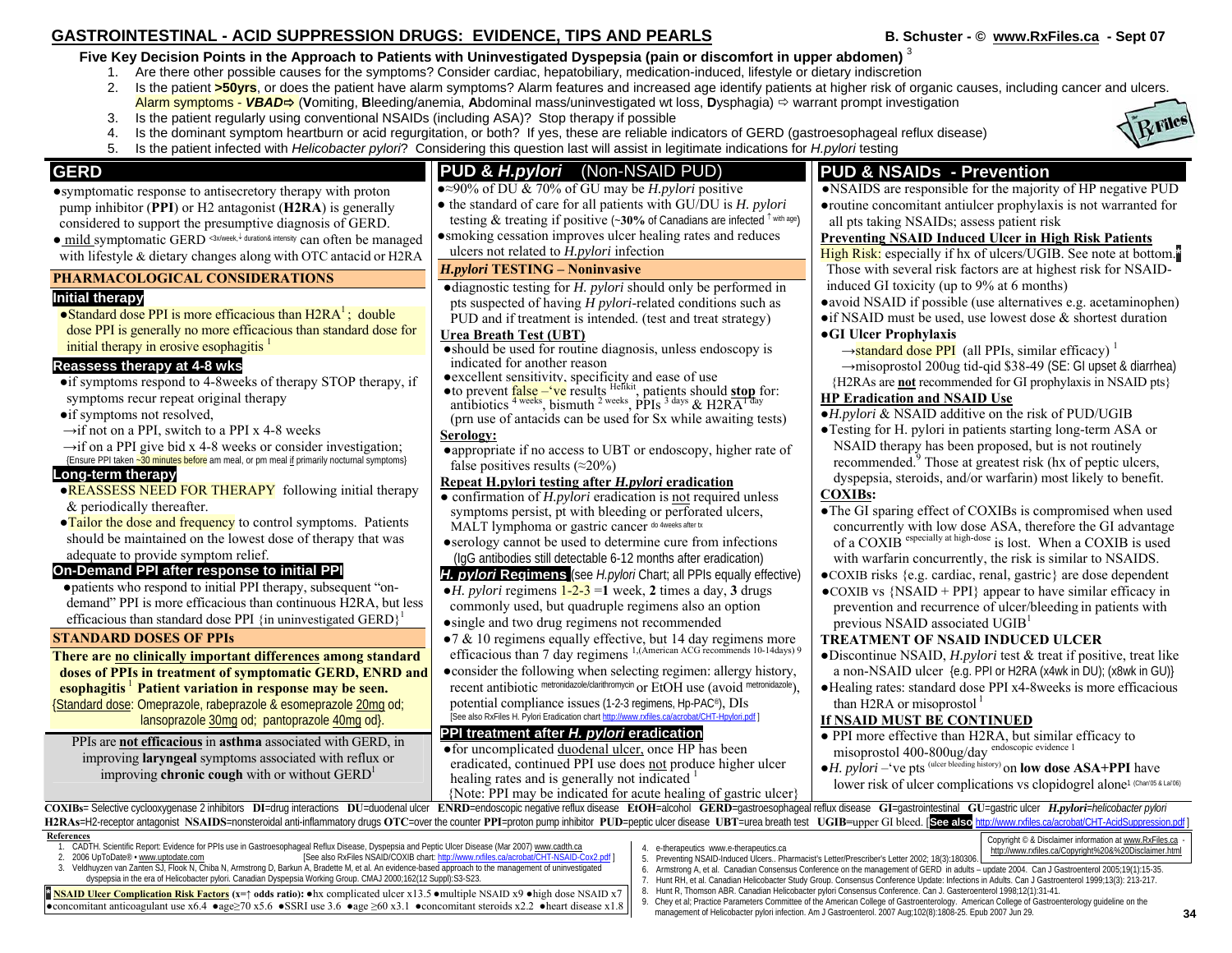# GASTROINTESTINAL - ACID SUPPRESSION DRUGS: EVIDENCE, TIPS AND PEARLS

B. Schuster - © www.RxFiles.ca - Sept 07

**Five Key Decision Points in the Approach to Patients with Uninvestigated Dyspepsia (pain or discomfort in upper abdomen)** [3]

1. Are there other possible causes for the symptoms? Consider cardiac, hepatobiliary, medication-induced, lifestyle or dietary indiscretion
2. Is the patient **>50yrs**, or does the patient have alarm symptoms? Alarm features and increased age identify patients at higher risk of organic causes, including cancer and ulcers. Alarm symptoms - ***VBAD***⇨ (**V**omiting, **B**leeding/anemia, **A**bdominal mass/uninvestigated wt loss, **D**ysphagia) ⇨ warrant prompt investigation
3. Is the patient regularly using conventional NSAIDs (including ASA)? Stop therapy if possible
4. Is the dominant symptom heartburn or acid regurgitation, or both? If yes, these are reliable indicators of GERD (gastroesophageal reflux disease)
5. Is the patient infected with *Helicobacter pylori*? Considering this question last will assist in legitimate indications for *H.pylori* testing

## GERD

- symptomatic response to antisecretory therapy with proton pump inhibitor (**PPI**) or H2 antagonist (**H2RA**) is generally considered to support the presumptive diagnosis of GERD.
- mild symptomatic GERD <3x/week, ↓ duration & intensity can often be managed with lifestyle & dietary changes along with OTC antacid or H2RA

### PHARMACOLOGICAL CONSIDERATIONS

#### Initial therapy

- Standard dose PPI is more efficacious than H2RA[1]; double dose PPI is generally no more efficacious than standard dose for initial therapy in erosive esophagitis [1]

#### Reassess therapy at 4-8 wks

- if symptoms respond to 4-8weeks of therapy STOP therapy, if symptoms recur repeat original therapy
- if symptoms not resolved,
  - →if not on a PPI, switch to a PPI x 4-8 weeks
  - →if on a PPI give bid x 4-8 weeks or consider investigation; {Ensure PPI taken ~30 minutes before am meal, or pm meal if primarily nocturnal symptoms}

#### Long-term therapy

- REASSESS NEED FOR THERAPY following initial therapy & periodically thereafter.
- Tailor the dose and frequency to control symptoms. Patients should be maintained on the lowest dose of therapy that was adequate to provide symptom relief.

#### On-Demand PPI after response to initial PPI

- patients who respond to initial PPI therapy, subsequent "on-demand" PPI is more efficacious than continuous H2RA, but less efficacious than standard dose PPI {in uninvestigated GERD}[1]

### STANDARD DOSES OF PPIs

**There are no clinically important differences among standard doses of PPIs in treatment of symptomatic GERD, ENRD and esophagitis**[1] **Patient variation in response may be seen.**
{Standard dose: Omeprazole, rabeprazole & esomeprazole 20mg od; lansoprazole 30mg od; pantoprazole 40mg od}.

PPIs are **not efficacious** in **asthma** associated with GERD, in improving **laryngeal** symptoms associated with reflux or improving **chronic cough** with or without GERD[1]

## PUD & *H.pylori* (Non-NSAID PUD)

- ≈90% of DU & 70% of GU may be *H.pylori* positive
- the standard of care for all patients with GU/DU is *H. pylori* testing & treating if positive (~**30%** of Canadians are infected ↑ with age)
- smoking cessation improves ulcer healing rates and reduces ulcers not related to *H.pylori* infection

### *H.pylori* TESTING – Noninvasive

- diagnostic testing for *H. pylori* should only be performed in pts suspected of having *H pylori*-related conditions such as PUD and if treatment is intended. (test and treat strategy)

**Urea Breath Test (UBT)**
- should be used for routine diagnosis, unless endoscopy is indicated for another reason
- excellent sensitivity, specificity and ease of use
- to prevent false –'ve results [Helikit], patients should **stop** for: antibiotics [4 weeks], bismuth [2 weeks], PPIs [3 days] & H2RA [1 day] (prn use of antacids can be used for Sx while awaiting tests)

**Serology:**
- appropriate if no access to UBT or endoscopy, higher rate of false positives results (≈20%)

**Repeat H.pylori testing after *H.pylori* eradication**
- confirmation of *H.pylori* eradication is not required unless symptoms persist, pt with bleeding or perforated ulcers, MALT lymphoma or gastric cancer [do 4weeks after tx]
- serology cannot be used to determine cure from infections (IgG antibodies still detectable 6-12 months after eradication)

### *H. pylori* Regimens (see *H.pylori* Chart; all PPIs equally effective)

- *H. pylori* regimens 1-2-3 =**1** week, **2** times a day, **3** drugs commonly used, but quadruple regimens also an option
- single and two drug regimens not recommended
- 7 & 10 regimens equally effective, but 14 day regimens more efficacious than 7 day regimens [1,(American ACG recommends 10-14days) 9]
- consider the following when selecting regimen: allergy history, recent antibiotic [metronidazole/clarithromycin] or EtOH use (avoid [metronidazole]), potential compliance issues (1-2-3 regimens, Hp-PAC®), DIs [See also RxFiles H. Pylori Eradication chart http://www.rxfiles.ca/acrobat/CHT-Hpylori.pdf ]

### PPI treatment after *H. pylori* eradication

- for uncomplicated duodenal ulcer, once HP has been eradicated, continued PPI use does not produce higher ulcer healing rates and is generally not indicated [1] {Note: PPI may be indicated for acute healing of gastric ulcer}

## PUD & NSAIDs - Prevention

- NSAIDS are responsible for the majority of HP negative PUD
- routine concomitant antiulcer prophylaxis is not warranted for all pts taking NSAIDs; assess patient risk

**Preventing NSAID Induced Ulcer in High Risk Patients**

High Risk: especially if hx of ulcers/UGIB. See note at bottom.* Those with several risk factors are at highest risk for NSAID-induced GI toxicity (up to 9% at 6 months)

- avoid NSAID if possible (use alternatives e.g. acetaminophen)
- if NSAID must be used, use lowest dose & shortest duration
- **GI Ulcer Prophylaxis**
  - →standard dose PPI (all PPIs, similar efficacy) [1]
  - →misoprostol 200ug tid-qid $38-49 (SE: GI upset & diarrhea)
  - {H2RAs are **not** recommended for GI prophylaxis in NSAID pts}

**HP Eradication and NSAID Use**
- *H.pylori* & NSAID additive on the risk of PUD/UGIB
- Testing for H. pylori in patients starting long-term ASA or NSAID therapy has been proposed, but is not routinely recommended.[9] Those at greatest risk (hx of peptic ulcers, dyspepsia, steroids, and/or warfarin) most likely to benefit.

**COXIBs:**
- The GI sparing effect of COXIBs is compromised when used concurrently with low dose ASA, therefore the GI advantage of a COXIB [especially at high-dose] is lost. When a COXIB is used with warfarin concurrently, the risk is similar to NSAIDS.
- COXIB risks {e.g. cardiac, renal, gastric} are dose dependent
- COXIB vs {NSAID + PPI} appear to have similar efficacy in prevention and recurrence of ulcer/bleeding in patients with previous NSAID associated UGIB[1]

### TREATMENT OF NSAID INDUCED ULCER

- Discontinue NSAID, *H.pylori* test & treat if positive, treat like a non-NSAID ulcer {e.g. PPI or H2RA (x4wk in DU); (x8wk in GU)}
- Healing rates: standard dose PPI x4-8weeks is more efficacious than H2RA or misoprostol [1]

### If NSAID MUST BE CONTINUED

- PPI more effective than H2RA, but similar efficacy to misoprostol 400-800ug/day [endoscopic evidence 1]
- *H. pylori* –'ve pts [(ulcer bleeding history)] on **low dose ASA+PPI** have lower risk of ulcer complications vs clopidogrel alone[1 (Chan'05 & Lai'06)]

**COXIBs**= Selective cyclooxygenase 2 inhibitors **DI**=drug interactions **DU**=duodenal ulcer **ENRD**=endoscopic negative reflux disease **EtOH**=alcohol **GERD**=gastroesophageal reflux disease **GI**=gastrointestinal **GU**=gastric ulcer ***H.pylori***=*helicobacter pylori* **H2RAs**=H2-receptor antagonist **NSAIDS**=nonsteroidal anti-inflammatory drugs **OTC**=over the counter **PPI**=proton pump inhibitor **PUD**=peptic ulcer disease **UBT**=urea breath test **UGIB**=upper GI bleed. [**See also** http://www.rxfiles.ca/acrobat/CHT-AcidSuppression.pdf ]

**References**

1. CADTH. Scientific Report: Evidence for PPIs use in Gastroesophageal Reflux Disease, Dyspepsia and Peptic Ulcer Disease (Mar 2007) www.cadth.ca
2. 2006 UpToDate® • www.uptodate.com [See also RxFiles NSAID/COXIB chart: http://www.rxfiles.ca/acrobat/CHT-NSAID-Cox2.pdf ]
3. Veldhuyzen van Zanten SJ, Flook N, Chiba N, Armstrong D, Barkun A, Bradette M, et al. An evidence-based approach to the management of uninvestigated dyspepsia in the era of Helicobacter pylori. Canadian Dyspepsia Working Group. CMAJ 2000;162(12 Suppl):S3-S23.
4. e-therapeutics www.e-therapeutics.ca
5. Preventing NSAID-Induced Ulcers.. Pharmacist's Letter/Prescriber's Letter 2002; 18(3):180306.
6. Armstrong A, et al. Canadian Consensus Conference on the management of GERD in adults – update 2004. Can J Gastroenterol 2005;19(1):15-35.
7. Hunt RH, et al. Canadian Helicobacter Study Group. Consensus Conference Update: Infections in Adults. Can J Gastroenterol 1999;13(3): 213-217.
8. Hunt R, Thomson ABR. Canadian Helicobacter pylori Consensus Conference. Can J. Gasteroenterol 1998;12(1):31-41.
9. Chey et al; Practice Parameters Committee of the American College of Gastroenterology. American College of Gastroenterology guideline on the management of Helicobacter pylori infection. Am J Gastroenterol. 2007 Aug;102(8):1808-25. Epub 2007 Jun 29.

Copyright © & Disclaimer information at www.RxFiles.ca - http://www.rxfiles.ca/Copyright%20&%20Disclaimer.html

***NSAID Ulcer Complication Risk Factors** (x=↑ odds ratio): •hx complicated ulcer x13.5 •multiple NSAID x9 •high dose NSAID x7 •concomitant anticoagulant use x6.4 •age≥70 x5.6 •SSRI use 3.6 •age ≥60 x3.1 •concomitant steroids x2.2 •heart disease x1.8